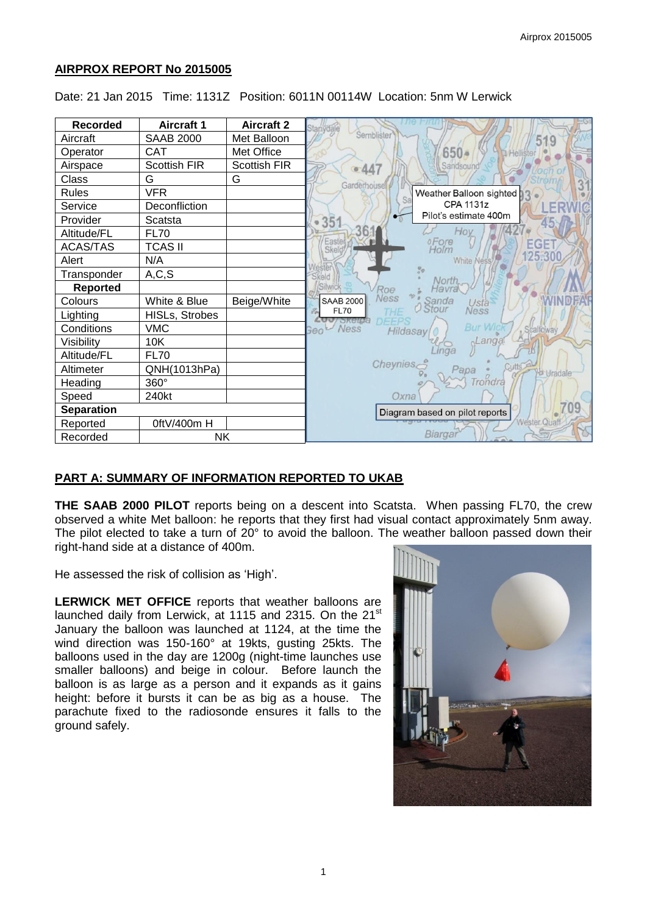## AIRPROX REPORT No 2015005

Date: 21 Jan 2015 Time: 1131Z Position: 6011N 00114W Location: 5nm W Lerwick

| Recorded | Aircraft 1 | Aircraft 2 |
|---|---|---|
| Aircraft | SAAB 2000 | Met Balloon |
| Operator | CAT | Met Office |
| Airspace | Scottish FIR | Scottish FIR |
| Class | G | G |
| Rules | VFR | |
| Service | Deconfliction | |
| Provider | Scatsta | |
| Altitude/FL | FL70 | |
| ACAS/TAS | TCAS II | |
| Alert | N/A | |
| Transponder | A,C,S | |
| **Reported** | | |
| Colours | White & Blue | Beige/White |
| Lighting | HISLs, Strobes | |
| Conditions | VMC | |
| Visibility | 10K | |
| Altitude/FL | FL70 | |
| Altimeter | QNH(1013hPa) | |
| Heading | 360° | |
| Speed | 240kt | |
| **Separation** | | |
| Reported | 0ftV/400m H | |
| Recorded | NK | |

Weather Balloon sighted CPA 1131z Pilot's estimate 400m

SAAB 2000 FL70

Diagram based on pilot reports

## PART A: SUMMARY OF INFORMATION REPORTED TO UKAB

**THE SAAB 2000 PILOT** reports being on a descent into Scatsta. When passing FL70, the crew observed a white Met balloon: he reports that they first had visual contact approximately 5nm away. The pilot elected to take a turn of 20° to avoid the balloon. The weather balloon passed down their right-hand side at a distance of 400m.

He assessed the risk of collision as 'High'.

**LERWICK MET OFFICE** reports that weather balloons are launched daily from Lerwick, at 1115 and 2315. On the 21st January the balloon was launched at 1124, at the time the wind direction was 150-160° at 19kts, gusting 25kts. The balloons used in the day are 1200g (night-time launches use smaller balloons) and beige in colour. Before launch the balloon is as large as a person and it expands as it gains height: before it bursts it can be as big as a house. The parachute fixed to the radiosonde ensures it falls to the ground safely.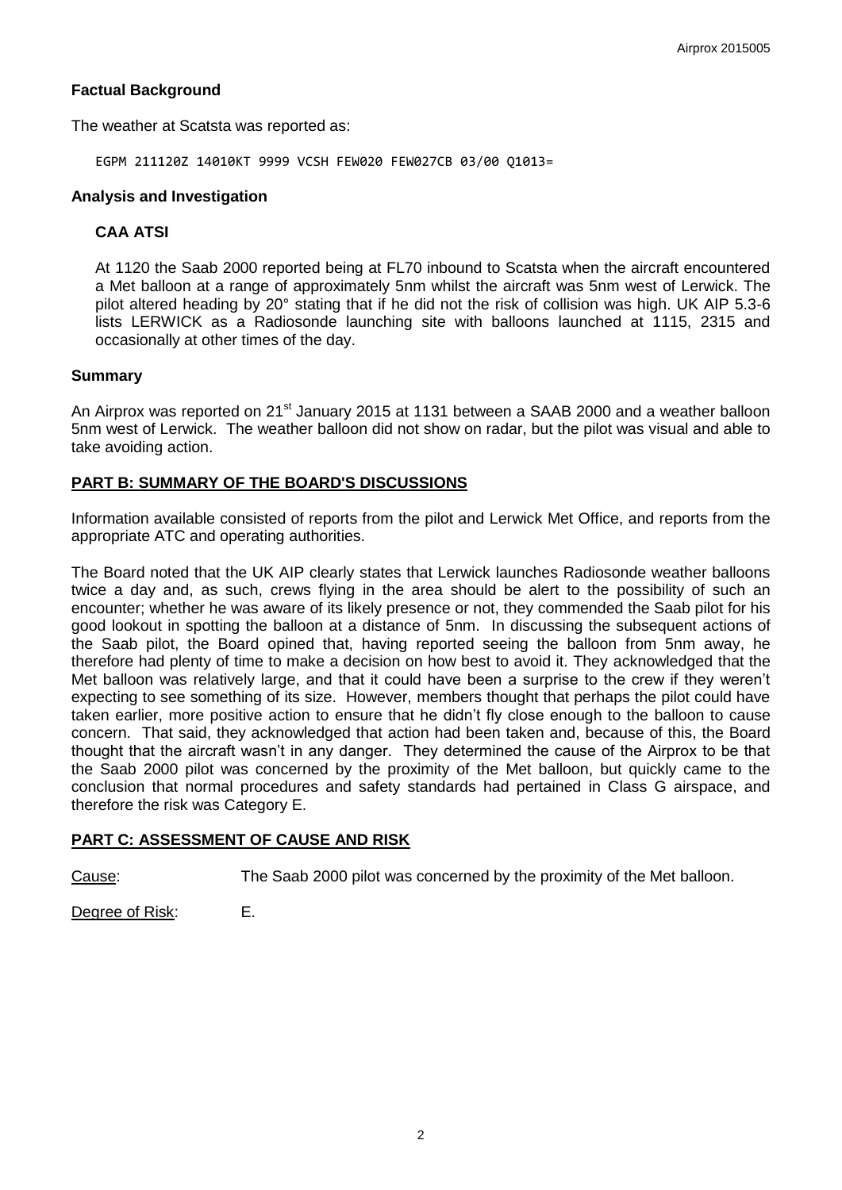## Factual Background

The weather at Scatsta was reported as:

```
EGPM 211120Z 14010KT 9999 VCSH FEW020 FEW027CB 03/00 Q1013=
```

## Analysis and Investigation

### CAA ATSI

At 1120 the Saab 2000 reported being at FL70 inbound to Scatsta when the aircraft encountered a Met balloon at a range of approximately 5nm whilst the aircraft was 5nm west of Lerwick. The pilot altered heading by 20° stating that if he did not the risk of collision was high. UK AIP 5.3-6 lists LERWICK as a Radiosonde launching site with balloons launched at 1115, 2315 and occasionally at other times of the day.

## Summary

An Airprox was reported on 21st January 2015 at 1131 between a SAAB 2000 and a weather balloon 5nm west of Lerwick. The weather balloon did not show on radar, but the pilot was visual and able to take avoiding action.

## PART B: SUMMARY OF THE BOARD'S DISCUSSIONS

Information available consisted of reports from the pilot and Lerwick Met Office, and reports from the appropriate ATC and operating authorities.

The Board noted that the UK AIP clearly states that Lerwick launches Radiosonde weather balloons twice a day and, as such, crews flying in the area should be alert to the possibility of such an encounter; whether he was aware of its likely presence or not, they commended the Saab pilot for his good lookout in spotting the balloon at a distance of 5nm. In discussing the subsequent actions of the Saab pilot, the Board opined that, having reported seeing the balloon from 5nm away, he therefore had plenty of time to make a decision on how best to avoid it. They acknowledged that the Met balloon was relatively large, and that it could have been a surprise to the crew if they weren't expecting to see something of its size. However, members thought that perhaps the pilot could have taken earlier, more positive action to ensure that he didn't fly close enough to the balloon to cause concern. That said, they acknowledged that action had been taken and, because of this, the Board thought that the aircraft wasn't in any danger. They determined the cause of the Airprox to be that the Saab 2000 pilot was concerned by the proximity of the Met balloon, but quickly came to the conclusion that normal procedures and safety standards had pertained in Class G airspace, and therefore the risk was Category E.

## PART C: ASSESSMENT OF CAUSE AND RISK

Cause: The Saab 2000 pilot was concerned by the proximity of the Met balloon.

Degree of Risk: E.